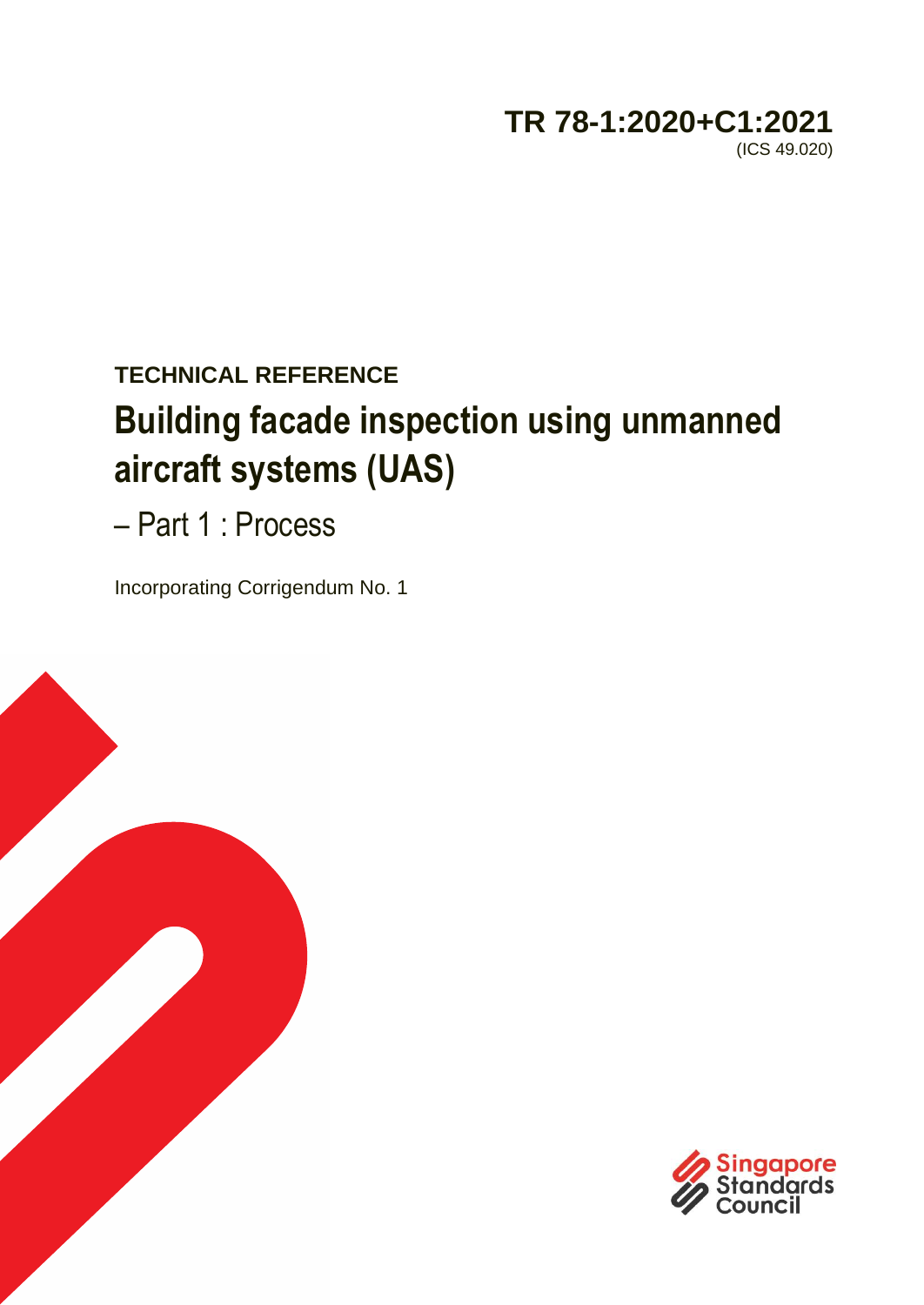**TR 78-1:2020+C1:2021**
(ICS 49.020)

**TECHNICAL REFERENCE**

# Building facade inspection using unmanned aircraft systems (UAS)

## – Part 1 : Process

Incorporating Corrigendum No. 1

Singapore Standards Council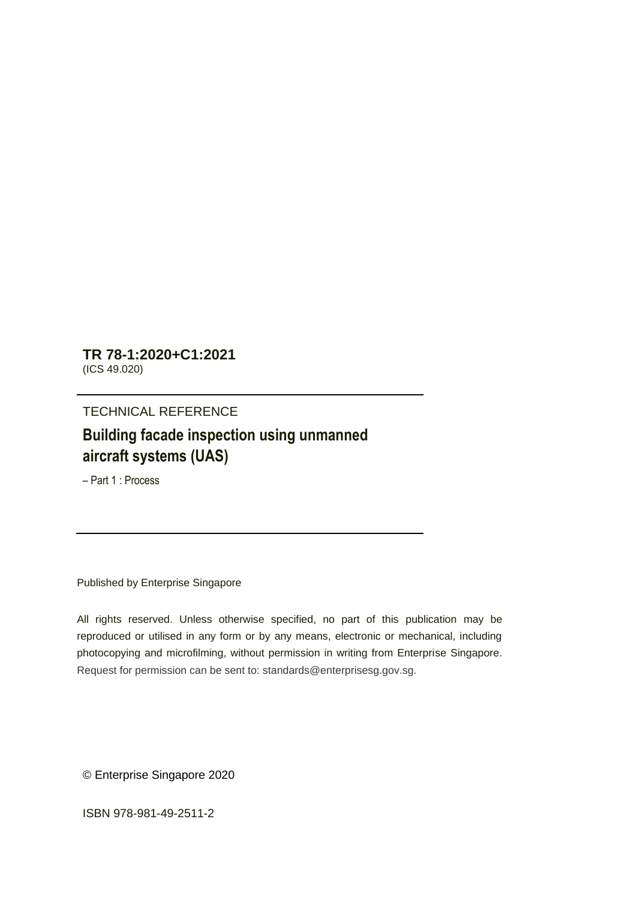**TR 78-1:2020+C1:2021**
(ICS 49.020)

TECHNICAL REFERENCE

## Building facade inspection using unmanned aircraft systems (UAS)

– Part 1 : Process

Published by Enterprise Singapore

All rights reserved. Unless otherwise specified, no part of this publication may be reproduced or utilised in any form or by any means, electronic or mechanical, including photocopying and microfilming, without permission in writing from Enterprise Singapore. Request for permission can be sent to: standards@enterprisesg.gov.sg.

© Enterprise Singapore 2020

ISBN 978-981-49-2511-2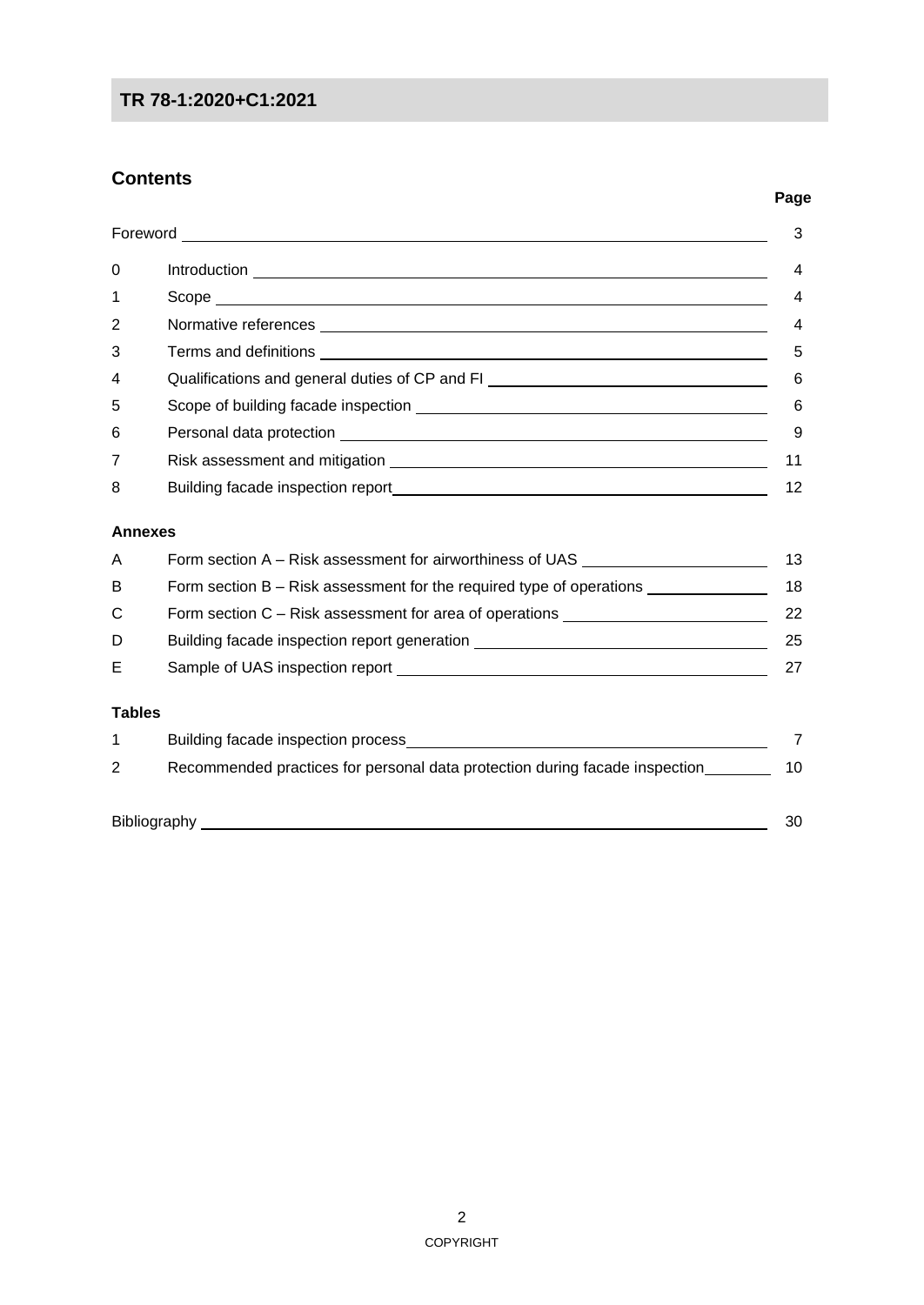# TR 78-1:2020+C1:2021

## Contents

| | | Page |
|---|---|---|
| Foreword | | 3 |
| 0 | Introduction | 4 |
| 1 | Scope | 4 |
| 2 | Normative references | 4 |
| 3 | Terms and definitions | 5 |
| 4 | Qualifications and general duties of CP and FI | 6 |
| 5 | Scope of building facade inspection | 6 |
| 6 | Personal data protection | 9 |
| 7 | Risk assessment and mitigation | 11 |
| 8 | Building facade inspection report | 12 |

**Annexes**

| | | |
|---|---|---|
| A | Form section A – Risk assessment for airworthiness of UAS | 13 |
| B | Form section B – Risk assessment for the required type of operations | 18 |
| C | Form section C – Risk assessment for area of operations | 22 |
| D | Building facade inspection report generation | 25 |
| E | Sample of UAS inspection report | 27 |

**Tables**

| | | |
|---|---|---|
| 1 | Building facade inspection process | 7 |
| 2 | Recommended practices for personal data protection during facade inspection | 10 |

| | |
|---|---|
| Bibliography | 30 |

COPYRIGHT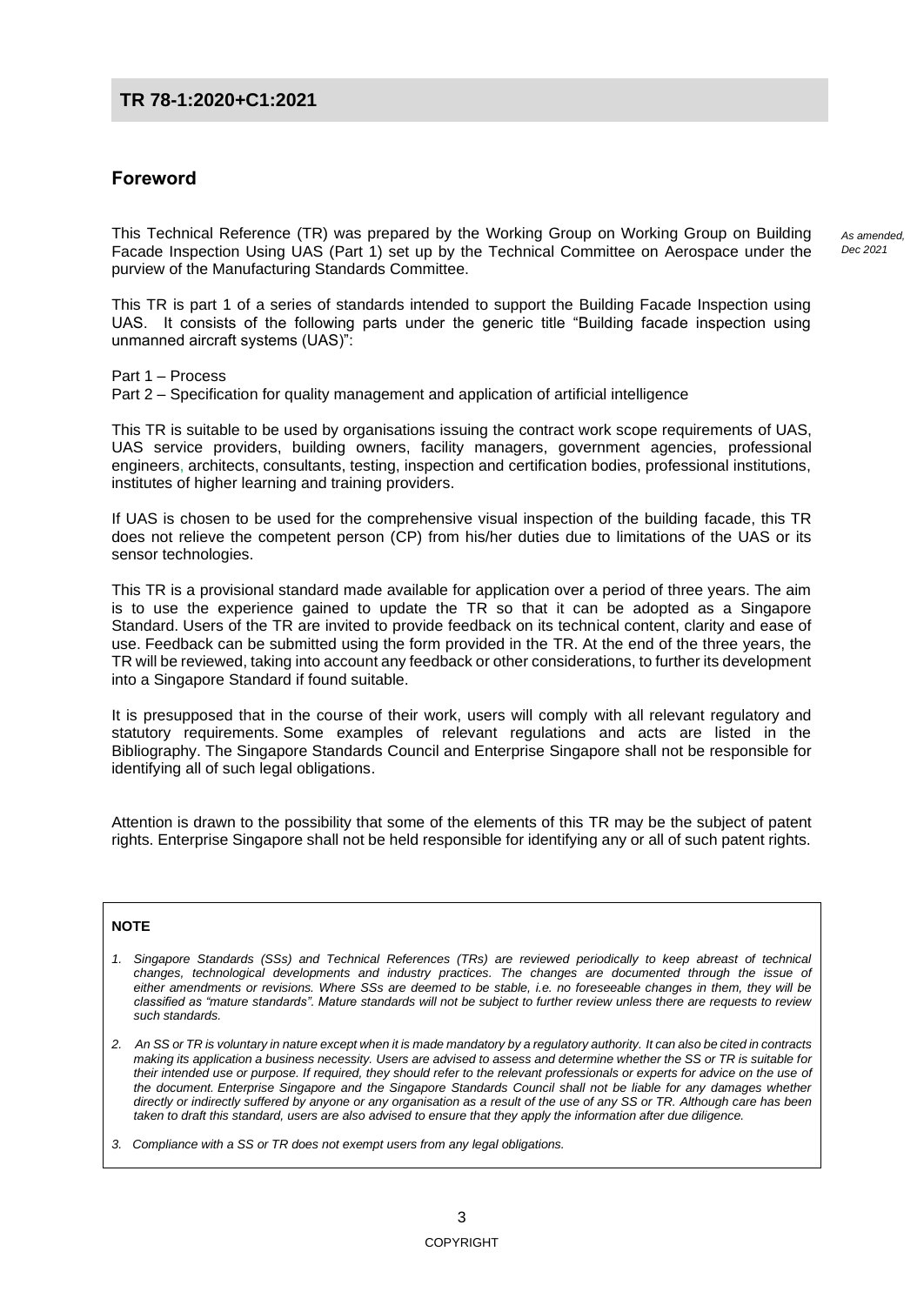## Foreword

This Technical Reference (TR) was prepared by the Working Group on Working Group on Building Facade Inspection Using UAS (Part 1) set up by the Technical Committee on Aerospace under the purview of the Manufacturing Standards Committee.

*As amended, Dec 2021*

This TR is part 1 of a series of standards intended to support the Building Facade Inspection using UAS. It consists of the following parts under the generic title "Building facade inspection using unmanned aircraft systems (UAS)":

Part 1 – Process
Part 2 – Specification for quality management and application of artificial intelligence

This TR is suitable to be used by organisations issuing the contract work scope requirements of UAS, UAS service providers, building owners, facility managers, government agencies, professional engineers, architects, consultants, testing, inspection and certification bodies, professional institutions, institutes of higher learning and training providers.

If UAS is chosen to be used for the comprehensive visual inspection of the building facade, this TR does not relieve the competent person (CP) from his/her duties due to limitations of the UAS or its sensor technologies.

This TR is a provisional standard made available for application over a period of three years. The aim is to use the experience gained to update the TR so that it can be adopted as a Singapore Standard. Users of the TR are invited to provide feedback on its technical content, clarity and ease of use. Feedback can be submitted using the form provided in the TR. At the end of the three years, the TR will be reviewed, taking into account any feedback or other considerations, to further its development into a Singapore Standard if found suitable.

It is presupposed that in the course of their work, users will comply with all relevant regulatory and statutory requirements. Some examples of relevant regulations and acts are listed in the Bibliography. The Singapore Standards Council and Enterprise Singapore shall not be responsible for identifying all of such legal obligations.

Attention is drawn to the possibility that some of the elements of this TR may be the subject of patent rights. Enterprise Singapore shall not be held responsible for identifying any or all of such patent rights.

**NOTE**

1. *Singapore Standards (SSs) and Technical References (TRs) are reviewed periodically to keep abreast of technical changes, technological developments and industry practices. The changes are documented through the issue of either amendments or revisions. Where SSs are deemed to be stable, i.e. no foreseeable changes in them, they will be classified as "mature standards". Mature standards will not be subject to further review unless there are requests to review such standards.*

2. *An SS or TR is voluntary in nature except when it is made mandatory by a regulatory authority. It can also be cited in contracts making its application a business necessity. Users are advised to assess and determine whether the SS or TR is suitable for their intended use or purpose. If required, they should refer to the relevant professionals or experts for advice on the use of the document. Enterprise Singapore and the Singapore Standards Council shall not be liable for any damages whether directly or indirectly suffered by anyone or any organisation as a result of the use of any SS or TR. Although care has been taken to draft this standard, users are also advised to ensure that they apply the information after due diligence.*

3. *Compliance with a SS or TR does not exempt users from any legal obligations.*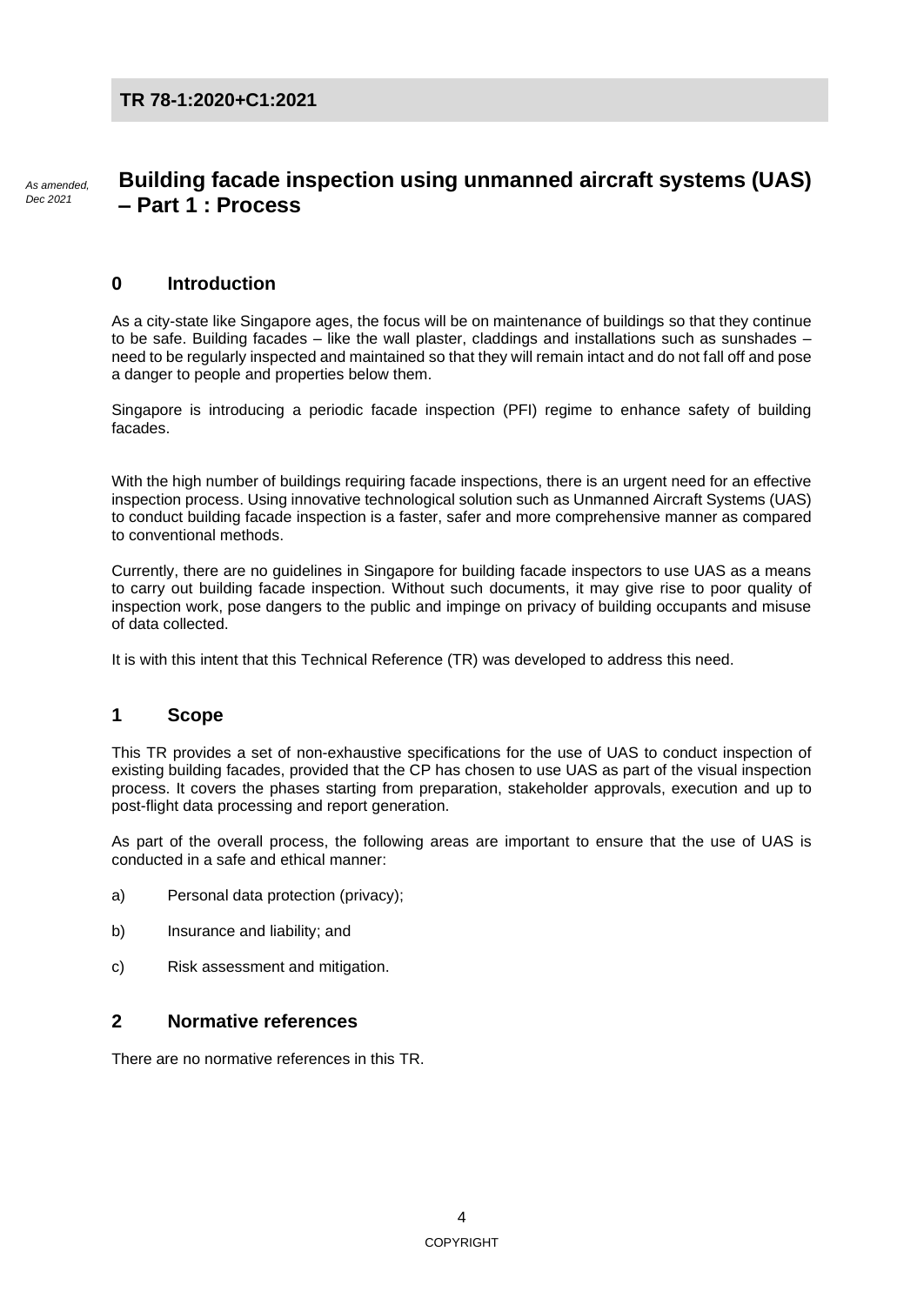# TR 78-1:2020+C1:2021

*As amended, Dec 2021*

# Building facade inspection using unmanned aircraft systems (UAS) – Part 1 : Process

## 0 Introduction

As a city-state like Singapore ages, the focus will be on maintenance of buildings so that they continue to be safe. Building facades – like the wall plaster, claddings and installations such as sunshades – need to be regularly inspected and maintained so that they will remain intact and do not fall off and pose a danger to people and properties below them.

Singapore is introducing a periodic facade inspection (PFI) regime to enhance safety of building facades.

With the high number of buildings requiring facade inspections, there is an urgent need for an effective inspection process. Using innovative technological solution such as Unmanned Aircraft Systems (UAS) to conduct building facade inspection is a faster, safer and more comprehensive manner as compared to conventional methods.

Currently, there are no guidelines in Singapore for building facade inspectors to use UAS as a means to carry out building facade inspection. Without such documents, it may give rise to poor quality of inspection work, pose dangers to the public and impinge on privacy of building occupants and misuse of data collected.

It is with this intent that this Technical Reference (TR) was developed to address this need.

## 1 Scope

This TR provides a set of non-exhaustive specifications for the use of UAS to conduct inspection of existing building facades, provided that the CP has chosen to use UAS as part of the visual inspection process. It covers the phases starting from preparation, stakeholder approvals, execution and up to post-flight data processing and report generation.

As part of the overall process, the following areas are important to ensure that the use of UAS is conducted in a safe and ethical manner:

a) Personal data protection (privacy);

b) Insurance and liability; and

c) Risk assessment and mitigation.

## 2 Normative references

There are no normative references in this TR.